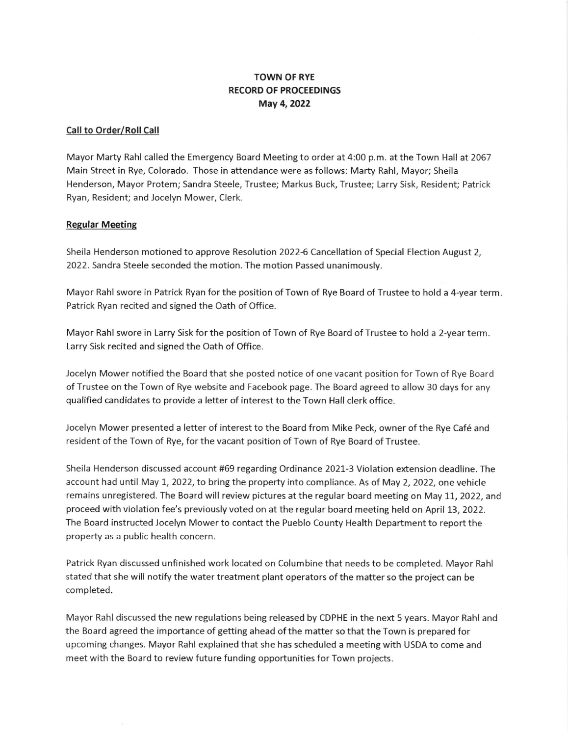# TOWN OF RYE
## RECORD OF PROCEEDINGS
### May 4, 2022

**Call to Order/Roll Call**

Mayor Marty Rahl called the Emergency Board Meeting to order at 4:00 p.m. at the Town Hall at 2067 Main Street in Rye, Colorado. Those in attendance were as follows: Marty Rahl, Mayor; Sheila Henderson, Mayor Protem; Sandra Steele, Trustee; Markus Buck, Trustee; Larry Sisk, Resident; Patrick Ryan, Resident; and Jocelyn Mower, Clerk.

**Regular Meeting**

Sheila Henderson motioned to approve Resolution 2022-6 Cancellation of Special Election August 2, 2022. Sandra Steele seconded the motion. The motion Passed unanimously.

Mayor Rahl swore in Patrick Ryan for the position of Town of Rye Board of Trustee to hold a 4-year term. Patrick Ryan recited and signed the Oath of Office.

Mayor Rahl swore in Larry Sisk for the position of Town of Rye Board of Trustee to hold a 2-year term. Larry Sisk recited and signed the Oath of Office.

Jocelyn Mower notified the Board that she posted notice of one vacant position for Town of Rye Board of Trustee on the Town of Rye website and Facebook page. The Board agreed to allow 30 days for any qualified candidates to provide a letter of interest to the Town Hall clerk office.

Jocelyn Mower presented a letter of interest to the Board from Mike Peck, owner of the Rye Café and resident of the Town of Rye, for the vacant position of Town of Rye Board of Trustee.

Sheila Henderson discussed account #69 regarding Ordinance 2021-3 Violation extension deadline. The account had until May 1, 2022, to bring the property into compliance. As of May 2, 2022, one vehicle remains unregistered. The Board will review pictures at the regular board meeting on May 11, 2022, and proceed with violation fee's previously voted on at the regular board meeting held on April 13, 2022. The Board instructed Jocelyn Mower to contact the Pueblo County Health Department to report the property as a public health concern.

Patrick Ryan discussed unfinished work located on Columbine that needs to be completed. Mayor Rahl stated that she will notify the water treatment plant operators of the matter so the project can be completed.

Mayor Rahl discussed the new regulations being released by CDPHE in the next 5 years. Mayor Rahl and the Board agreed the importance of getting ahead of the matter so that the Town is prepared for upcoming changes. Mayor Rahl explained that she has scheduled a meeting with USDA to come and meet with the Board to review future funding opportunities for Town projects.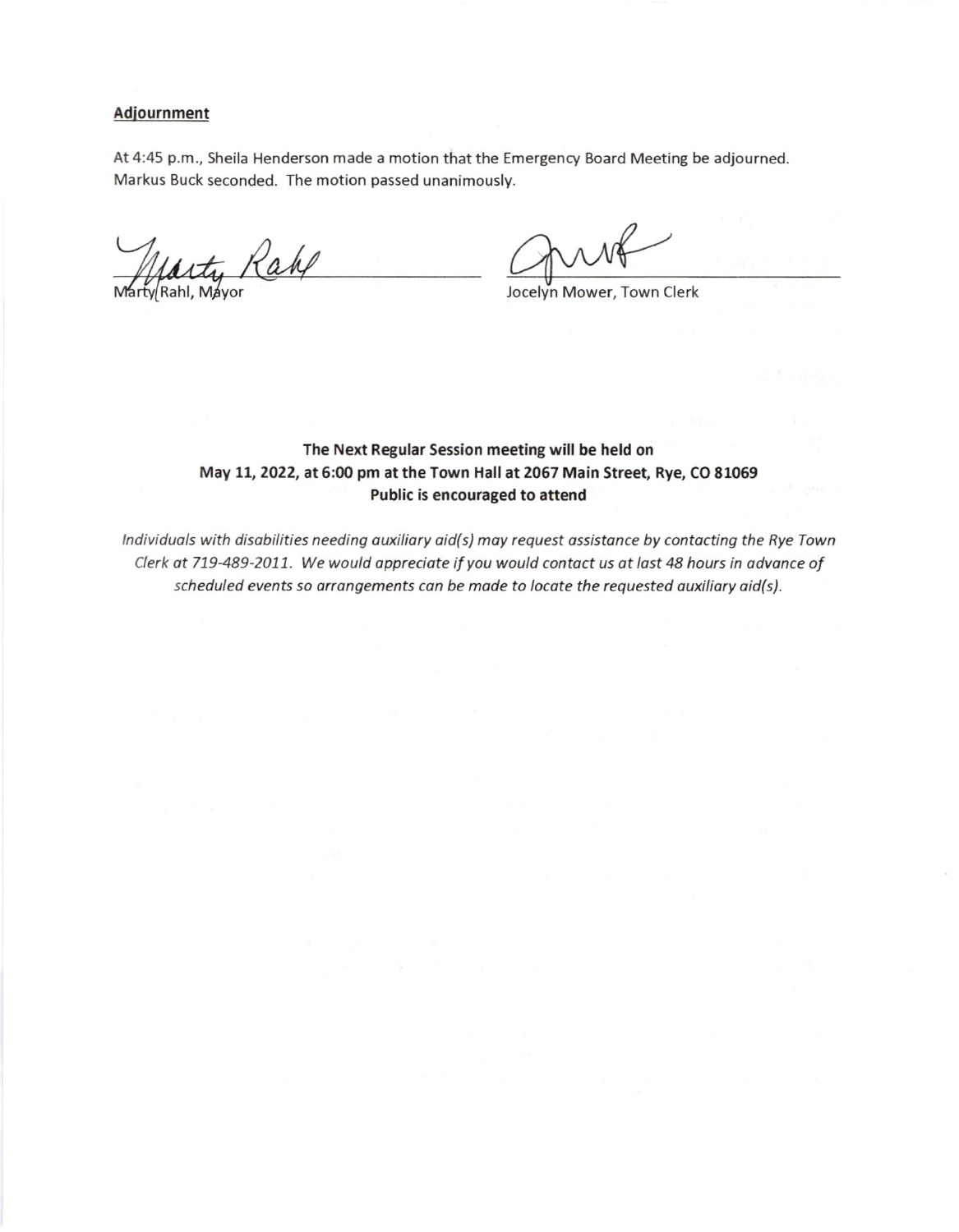**Adjournment**

At 4:45 p.m., Sheila Henderson made a motion that the Emergency Board Meeting be adjourned. Markus Buck seconded. The motion passed unanimously.

Marty Rahl, Mayor

Jocelyn Mower, Town Clerk

**The Next Regular Session meeting will be held on**
**May 11, 2022, at 6:00 pm at the Town Hall at 2067 Main Street, Rye, CO 81069**
**Public is encouraged to attend**

*Individuals with disabilities needing auxiliary aid(s) may request assistance by contacting the Rye Town Clerk at 719-489-2011. We would appreciate if you would contact us at last 48 hours in advance of scheduled events so arrangements can be made to locate the requested auxiliary aid(s).*